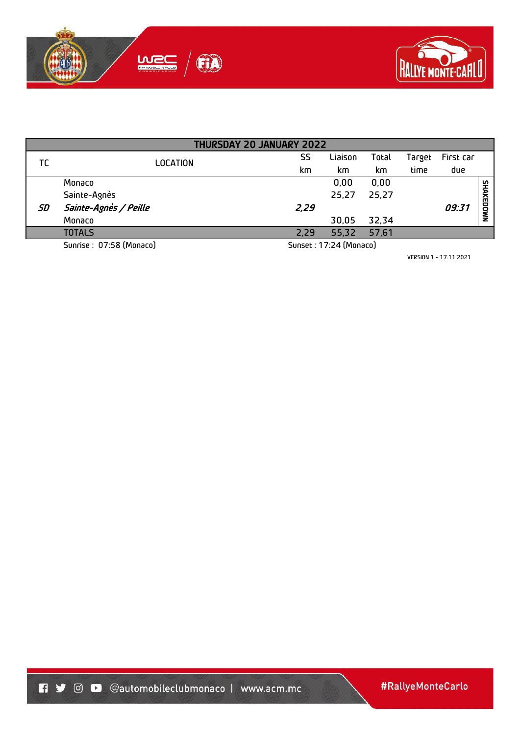| THURSDAY 20 JANUARY 2022 | | | | | | | |
|---|---|---|---|---|---|---|---|
| TC | LOCATION | SS km | Liaison km | Total km | Target time | First car due | |
| | Monaco | | 0,00 | 0,00 | | | SHAKEDOWN |
| | Sainte-Agnès | | 25,27 | 25,27 | | | |
| ***SD*** | ***Sainte-Agnès / Peille*** | ***2,29*** | | | | ***09:31*** | |
| | Monaco | | 30,05 | 32,34 | | | |
| | TOTALS | 2,29 | 55,32 | 57,61 | | | |

Sunrise : 07:58 (Monaco) Sunset : 17:24 (Monaco)

VERSION 1 - 17.11.2021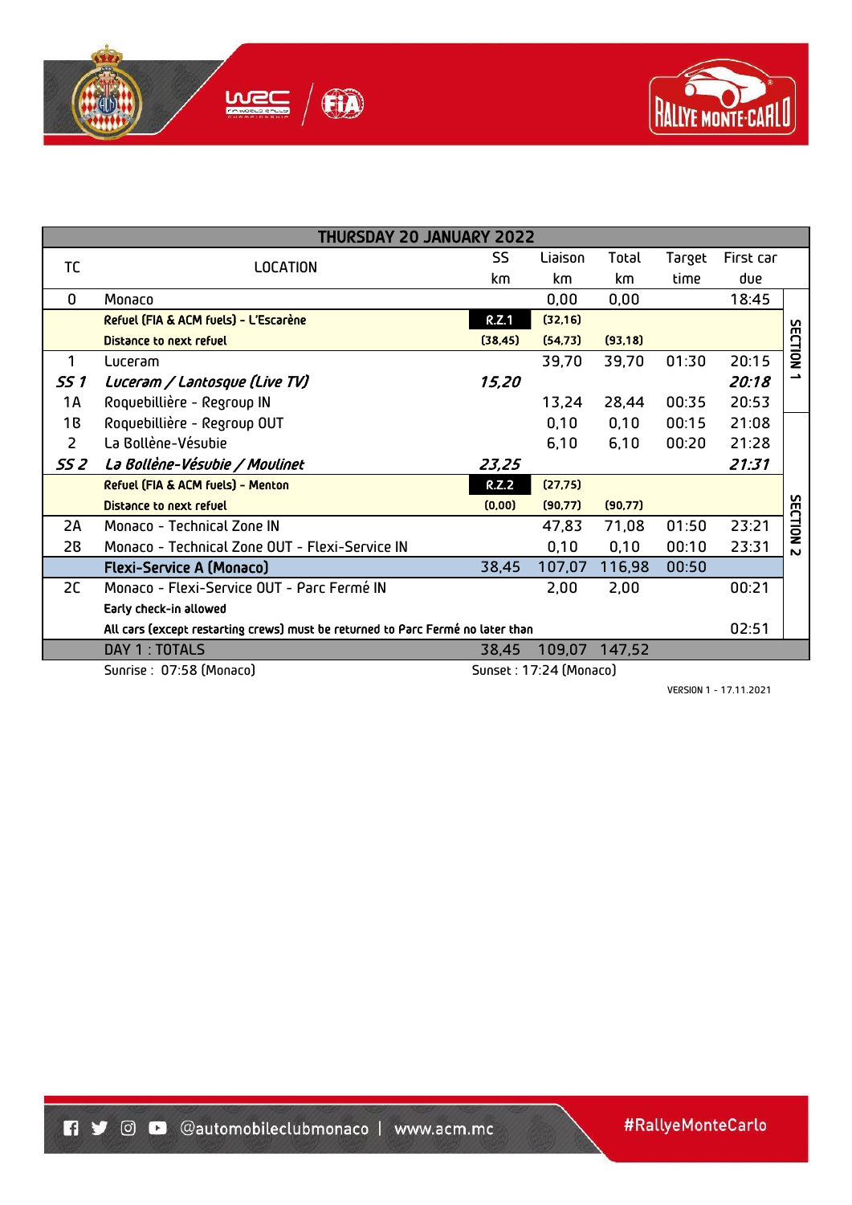| THURSDAY 20 JANUARY 2022 | | | | | | | |
|---|---|---|---|---|---|---|---|
| TC | LOCATION | SS km | Liaison km | Total km | Target time | First car due | |
| 0 | Monaco | | 0,00 | 0,00 | | 18:45 | SECTION 1 |
| | **Refuel (FIA & ACM fuels) - L'Escarène** | **R.Z.1** | **(32,16)** | | | | |
| | **Distance to next refuel** | **(38,45)** | **(54,73)** | **(93,18)** | | | |
| 1 | Luceram | | 39,70 | 39,70 | 01:30 | 20:15 | |
| ***SS 1*** | ***Luceram / Lantosque (Live TV)*** | ***15,20*** | | | | ***20:18*** | |
| 1A | Roquebillière - Regroup IN | | 13,24 | 28,44 | 00:35 | 20:53 | |
| 1B | Roquebillière - Regroup OUT | | 0,10 | 0,10 | 00:15 | 21:08 | SECTION 2 |
| 2 | La Bollène-Vésubie | | 6,10 | 6,10 | 00:20 | 21:28 | |
| ***SS 2*** | ***La Bollène-Vésubie / Moulinet*** | ***23,25*** | | | | ***21:31*** | |
| | **Refuel (FIA & ACM fuels) - Menton** | **R.Z.2** | **(27,75)** | | | | |
| | **Distance to next refuel** | **(0,00)** | **(90,77)** | **(90,77)** | | | |
| 2A | Monaco - Technical Zone IN | | 47,83 | 71,08 | 01:50 | 23:21 | |
| 2B | Monaco - Technical Zone OUT - Flexi-Service IN | | 0,10 | 0,10 | 00:10 | 23:31 | |
| | **Flexi-Service A (Monaco)** | 38,45 | 107,07 | 116,98 | 00:50 | | |
| 2C | Monaco - Flexi-Service OUT - Parc Fermé IN | | 2,00 | 2,00 | | 00:21 | |
| | **Early check-in allowed** | | | | | | |
| | **All cars (except restarting crews) must be returned to Parc Fermé no later than** | | | | | 02:51 | |
| | DAY 1 : TOTALS | 38,45 | 109,07 | 147,52 | | | |

Sunrise : 07:58 (Monaco) Sunset : 17:24 (Monaco)

VERSION 1 - 17.11.2021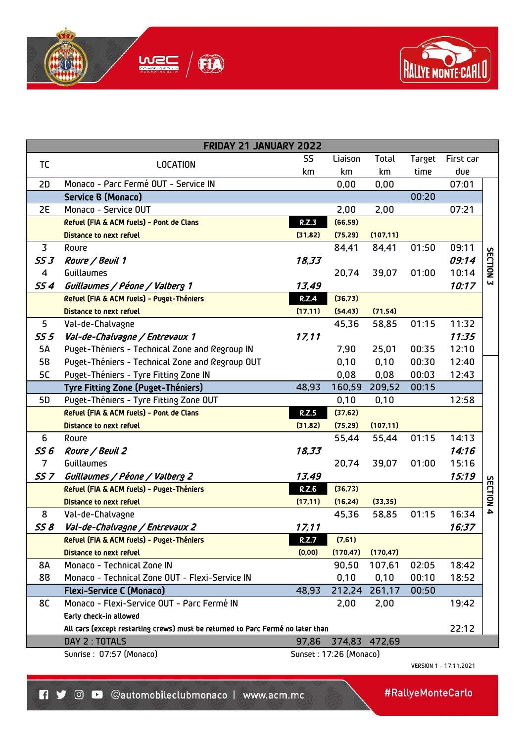| FRIDAY 21 JANUARY 2022 | | | | | | | |
|---|---|---|---|---|---|---|---|
| TC | LOCATION | SS km | Liaison km | Total km | Target time | First car due | |
| 2D | Monaco - Parc Fermé OUT - Service IN | | 0,00 | 0,00 | | 07:01 | SECTION 3 |
| | **Service B (Monaco)** | | | | 00:20 | | |
| 2E | Monaco - Service OUT | | 2,00 | 2,00 | | 07:21 | |
| | **Refuel (FIA & ACM fuels) - Pont de Clans** | **R.Z.3** | **(66,59)** | | | | |
| | **Distance to next refuel** | **(31,82)** | **(75,29)** | **(107,11)** | | | |
| 3 | Roure | | 84,41 | 84,41 | 01:50 | 09:11 | |
| ***SS 3*** | ***Roure / Beuil 1*** | ***18,33*** | | | | ***09:14*** | |
| 4 | Guillaumes | | 20,74 | 39,07 | 01:00 | 10:14 | |
| ***SS 4*** | ***Guillaumes / Péone / Valberg 1*** | ***13,49*** | | | | ***10:17*** | |
| | **Refuel (FIA & ACM fuels) - Puget-Théniers** | **R.Z.4** | **(36,73)** | | | | |
| | **Distance to next refuel** | **(17,11)** | **(54,43)** | **(71,54)** | | | |
| 5 | Val-de-Chalvagne | | 45,36 | 58,85 | 01:15 | 11:32 | |
| ***SS 5*** | ***Val-de-Chalvagne / Entrevaux 1*** | ***17,11*** | | | | ***11:35*** | |
| 5A | Puget-Théniers - Technical Zone and Regroup IN | | 7,90 | 25,01 | 00:35 | 12:10 | |
| 5B | Puget-Théniers - Technical Zone and Regroup OUT | | 0,10 | 0,10 | 00:30 | 12:40 | SECTION 4 |
| 5C | Puget-Théniers - Tyre Fitting Zone IN | | 0,08 | 0,08 | 00:03 | 12:43 | |
| | **Tyre Fitting Zone (Puget-Théniers)** | 48,93 | 160,59 | 209,52 | 00:15 | | |
| 5D | Puget-Théniers - Tyre Fitting Zone OUT | | 0,10 | 0,10 | | 12:58 | |
| | **Refuel (FIA & ACM fuels) - Pont de Clans** | **R.Z.5** | **(37,62)** | | | | |
| | **Distance to next refuel** | **(31,82)** | **(75,29)** | **(107,11)** | | | |
| 6 | Roure | | 55,44 | 55,44 | 01:15 | 14:13 | |
| ***SS 6*** | ***Roure / Beuil 2*** | ***18,33*** | | | | ***14:16*** | |
| 7 | Guillaumes | | 20,74 | 39,07 | 01:00 | 15:16 | |
| ***SS 7*** | ***Guillaumes / Péone / Valberg 2*** | ***13,49*** | | | | ***15:19*** | |
| | **Refuel (FIA & ACM fuels) - Puget-Théniers** | **R.Z.6** | **(36,73)** | | | | |
| | **Distance to next refuel** | **(17,11)** | **(16,24)** | **(33,35)** | | | |
| 8 | Val-de-Chalvagne | | 45,36 | 58,85 | 01:15 | 16:34 | |
| ***SS 8*** | ***Val-de-Chalvagne / Entrevaux 2*** | ***17,11*** | | | | ***16:37*** | |
| | **Refuel (FIA & ACM fuels) - Puget-Théniers** | **R.Z.7** | **(7,61)** | | | | |
| | **Distance to next refuel** | **(0,00)** | **(170,47)** | **(170,47)** | | | |
| 8A | Monaco - Technical Zone IN | | 90,50 | 107,61 | 02:05 | 18:42 | |
| 8B | Monaco - Technical Zone OUT - Flexi-Service IN | | 0,10 | 0,10 | 00:10 | 18:52 | |
| | **Flexi-Service C (Monaco)** | 48,93 | 212,24 | 261,17 | 00:50 | | |
| 8C | Monaco - Flexi-Service OUT - Parc Fermé IN | | 2,00 | 2,00 | | 19:42 | |
| | **Early check-in allowed** | | | | | | |
| | **All cars (except restarting crews) must be returned to Parc Fermé no later than** | | | | | 22:12 | |
| | DAY 2 : TOTALS | 97,86 | 374,83 | 472,69 | | | |

Sunrise : 07:57 (Monaco)

Sunset : 17:26 (Monaco)

VERSION 1 - 17.11.2021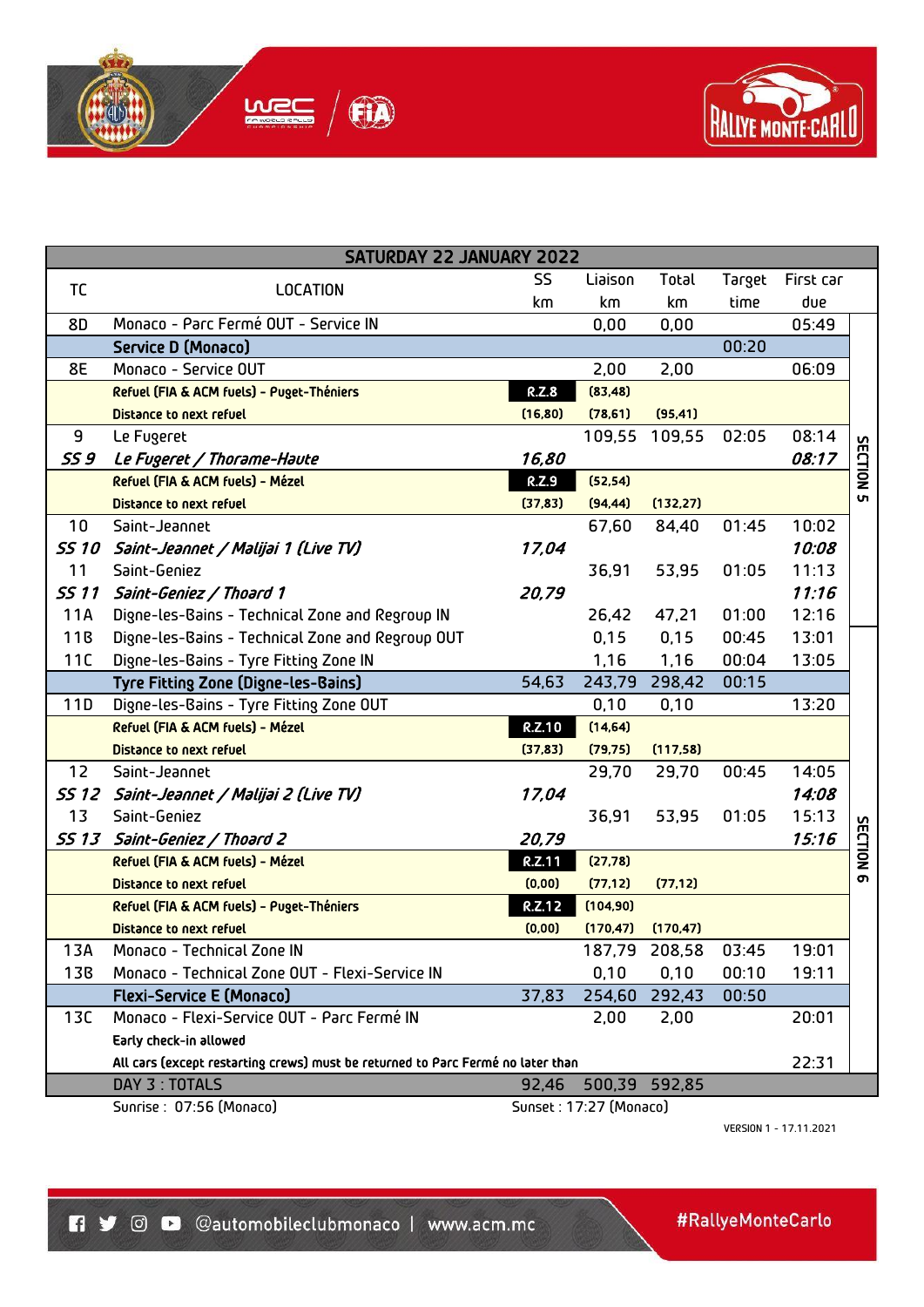## SATURDAY 22 JANUARY 2022

| TC | LOCATION | SS km | Liaison km | Total km | Target time | First car due | |
|---|---|---|---|---|---|---|---|
| 8D | Monaco - Parc Fermé OUT - Service IN | | 0,00 | 0,00 | | 05:49 | SECTION 5 |
| | **Service D (Monaco)** | | | | 00:20 | | |
| 8E | Monaco - Service OUT | | 2,00 | 2,00 | | 06:09 | |
| | **Refuel (FIA & ACM fuels) - Puget-Théniers** | **R.Z.8** | (83,48) | | | | |
| | **Distance to next refuel** | (16,80) | (78,61) | (95,41) | | | |
| 9 | Le Fugeret | | 109,55 | 109,55 | 02:05 | 08:14 | |
| *SS 9* | *Le Fugeret / Thorame-Haute* | *16,80* | | | | *08:17* | |
| | **Refuel (FIA & ACM fuels) - Mézel** | **R.Z.9** | (52,54) | | | | |
| | **Distance to next refuel** | (37,83) | (94,44) | (132,27) | | | |
| 10 | Saint-Jeannet | | 67,60 | 84,40 | 01:45 | 10:02 | |
| *SS 10* | *Saint-Jeannet / Malijai 1 (Live TV)* | *17,04* | | | | *10:08* | |
| 11 | Saint-Geniez | | 36,91 | 53,95 | 01:05 | 11:13 | |
| *SS 11* | *Saint-Geniez / Thoard 1* | *20,79* | | | | *11:16* | |
| 11A | Digne-les-Bains - Technical Zone and Regroup IN | | 26,42 | 47,21 | 01:00 | 12:16 | |
| 11B | Digne-les-Bains - Technical Zone and Regroup OUT | | 0,15 | 0,15 | 00:45 | 13:01 | SECTION 6 |
| 11C | Digne-les-Bains - Tyre Fitting Zone IN | | 1,16 | 1,16 | 00:04 | 13:05 | |
| | **Tyre Fitting Zone (Digne-les-Bains)** | 54,63 | 243,79 | 298,42 | 00:15 | | |
| 11D | Digne-les-Bains - Tyre Fitting Zone OUT | | 0,10 | 0,10 | | 13:20 | |
| | **Refuel (FIA & ACM fuels) - Mézel** | **R.Z.10** | (14,64) | | | | |
| | **Distance to next refuel** | (37,83) | (79,75) | (117,58) | | | |
| 12 | Saint-Jeannet | | 29,70 | 29,70 | 00:45 | 14:05 | |
| *SS 12* | *Saint-Jeannet / Malijai 2 (Live TV)* | *17,04* | | | | *14:08* | |
| 13 | Saint-Geniez | | 36,91 | 53,95 | 01:05 | 15:13 | |
| *SS 13* | *Saint-Geniez / Thoard 2* | *20,79* | | | | *15:16* | |
| | **Refuel (FIA & ACM fuels) - Mézel** | **R.Z.11** | (27,78) | | | | |
| | **Distance to next refuel** | (0,00) | (77,12) | (77,12) | | | |
| | **Refuel (FIA & ACM fuels) - Puget-Théniers** | **R.Z.12** | (104,90) | | | | |
| | **Distance to next refuel** | (0,00) | (170,47) | (170,47) | | | |
| 13A | Monaco - Technical Zone IN | | 187,79 | 208,58 | 03:45 | 19:01 | |
| 13B | Monaco - Technical Zone OUT - Flexi-Service IN | | 0,10 | 0,10 | 00:10 | 19:11 | |
| | **Flexi-Service E (Monaco)** | 37,83 | 254,60 | 292,43 | 00:50 | | |
| 13C | Monaco - Flexi-Service OUT - Parc Fermé IN | | 2,00 | 2,00 | | 20:01 | |
| | **Early check-in allowed** | | | | | | |
| | **All cars (except restarting crews) must be returned to Parc Fermé no later than** | | | | | 22:31 | |
| | DAY 3 : TOTALS | 92,46 | 500,39 | 592,85 | | | |

Sunrise : 07:56 (Monaco)  Sunset : 17:27 (Monaco)

VERSION 1 - 17.11.2021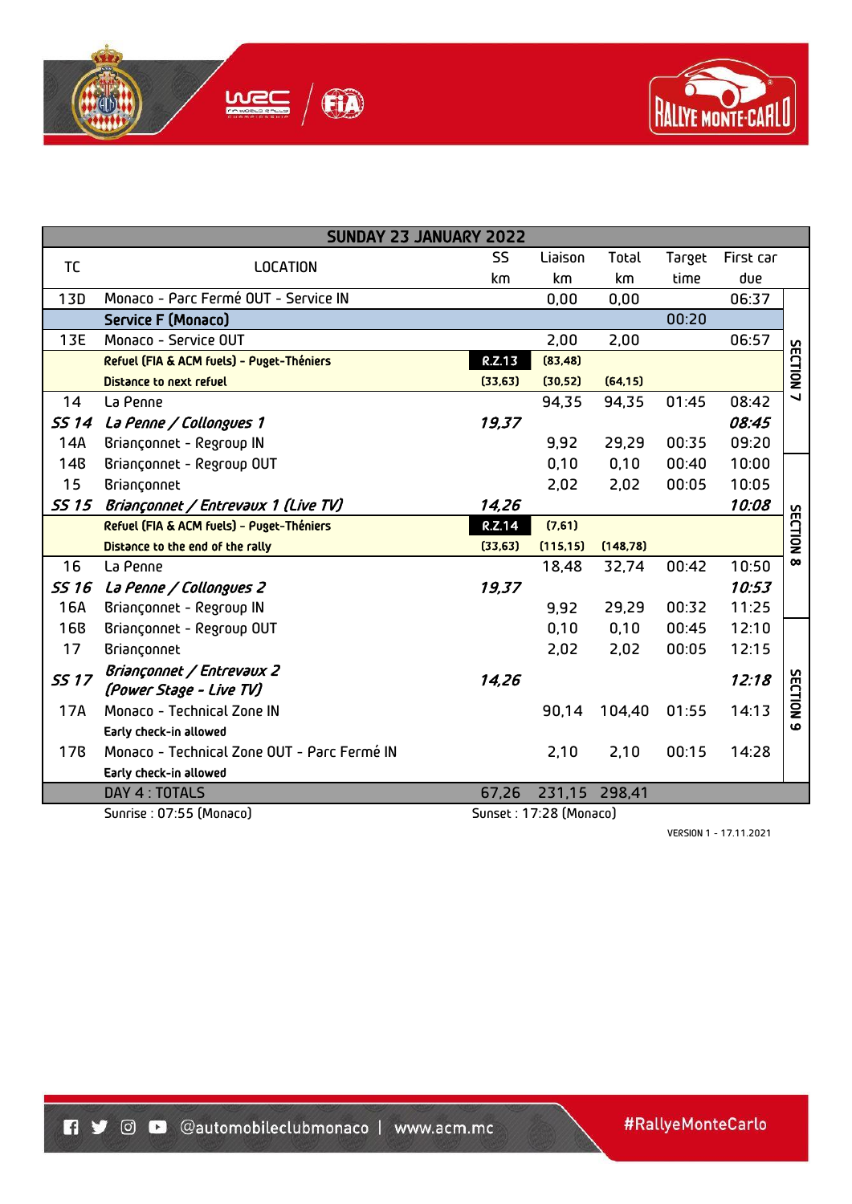| TC | LOCATION | SS km | Liaison km | Total km | Target time | First car due | |
|---|---|---|---|---|---|---|---|
| **SUNDAY 23 JANUARY 2022** | | | | | | | |
| 13D | Monaco - Parc Fermé OUT - Service IN | | 0,00 | 0,00 | | 06:37 | SECTION 7 |
| | **Service F (Monaco)** | | | | 00:20 | | SECTION 7 |
| 13E | Monaco - Service OUT | | 2,00 | 2,00 | | 06:57 | SECTION 7 |
| | **Refuel (FIA & ACM fuels) - Puget-Théniers** | **R.Z.13** | **(83,48)** | | | | SECTION 7 |
| | **Distance to next refuel** | **(33,63)** | **(30,52)** | **(64,15)** | | | SECTION 7 |
| 14 | La Penne | | 94,35 | 94,35 | 01:45 | 08:42 | SECTION 7 |
| ***SS 14*** | ***La Penne / Collongues 1*** | ***19,37*** | | | | ***08:45*** | SECTION 7 |
| 14A | Briançonnet - Regroup IN | | 9,92 | 29,29 | 00:35 | 09:20 | SECTION 7 |
| 14B | Briançonnet - Regroup OUT | | 0,10 | 0,10 | 00:40 | 10:00 | SECTION 8 |
| 15 | Briançonnet | | 2,02 | 2,02 | 00:05 | 10:05 | SECTION 8 |
| ***SS 15*** | ***Briançonnet / Entrevaux 1 (Live TV)*** | ***14,26*** | | | | ***10:08*** | SECTION 8 |
| | **Refuel (FIA & ACM fuels) - Puget-Théniers** | **R.Z.14** | **(7,61)** | | | | SECTION 8 |
| | **Distance to the end of the rally** | **(33,63)** | **(115,15)** | **(148,78)** | | | SECTION 8 |
| 16 | La Penne | | 18,48 | 32,74 | 00:42 | 10:50 | SECTION 8 |
| ***SS 16*** | ***La Penne / Collongues 2*** | ***19,37*** | | | | ***10:53*** | SECTION 8 |
| 16A | Briançonnet - Regroup IN | | 9,92 | 29,29 | 00:32 | 11:25 | SECTION 8 |
| 16B | Briançonnet - Regroup OUT | | 0,10 | 0,10 | 00:45 | 12:10 | SECTION 9 |
| 17 | Briançonnet | | 2,02 | 2,02 | 00:05 | 12:15 | SECTION 9 |
| ***SS 17*** | ***Briançonnet / Entrevaux 2 (Power Stage - Live TV)*** | ***14,26*** | | | | ***12:18*** | SECTION 9 |
| 17A | Monaco - Technical Zone IN<br>**Early check-in allowed** | | 90,14 | 104,40 | 01:55 | 14:13 | SECTION 9 |
| 17B | Monaco - Technical Zone OUT - Parc Fermé IN<br>**Early check-in allowed** | | 2,10 | 2,10 | 00:15 | 14:28 | SECTION 9 |
| | DAY 4 : TOTALS | 67,26 | 231,15 | 298,41 | | | |

Sunrise : 07:55 (Monaco) — Sunset : 17:28 (Monaco)

VERSION 1 - 17.11.2021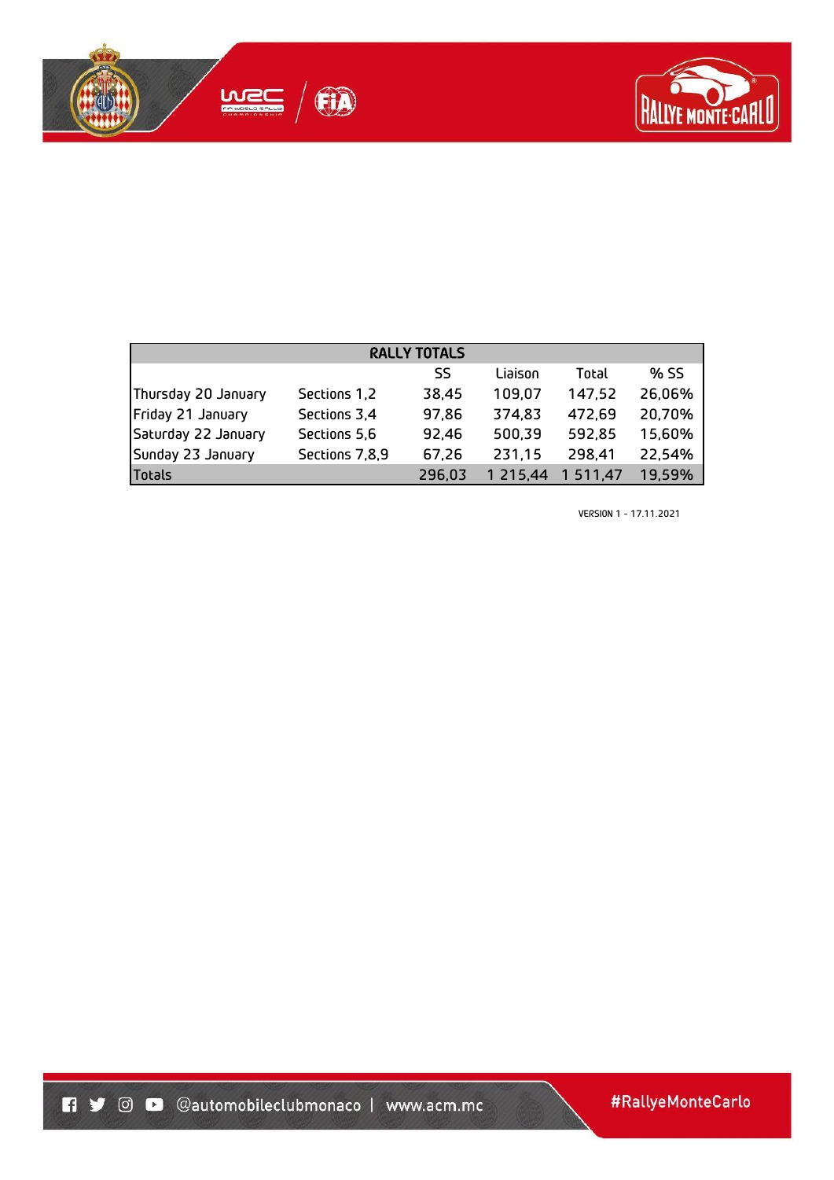| RALLY TOTALS | | | | | |
|---|---|---|---|---|---|
| | | SS | Liaison | Total | % SS |
| Thursday 20 January | Sections 1,2 | 38,45 | 109,07 | 147,52 | 26,06% |
| Friday 21 January | Sections 3,4 | 97,86 | 374,83 | 472,69 | 20,70% |
| Saturday 22 January | Sections 5,6 | 92,46 | 500,39 | 592,85 | 15,60% |
| Sunday 23 January | Sections 7,8,9 | 67,26 | 231,15 | 298,41 | 22,54% |
| Totals | | 296,03 | 1 215,44 | 1 511,47 | 19,59% |

VERSION 1 - 17.11.2021